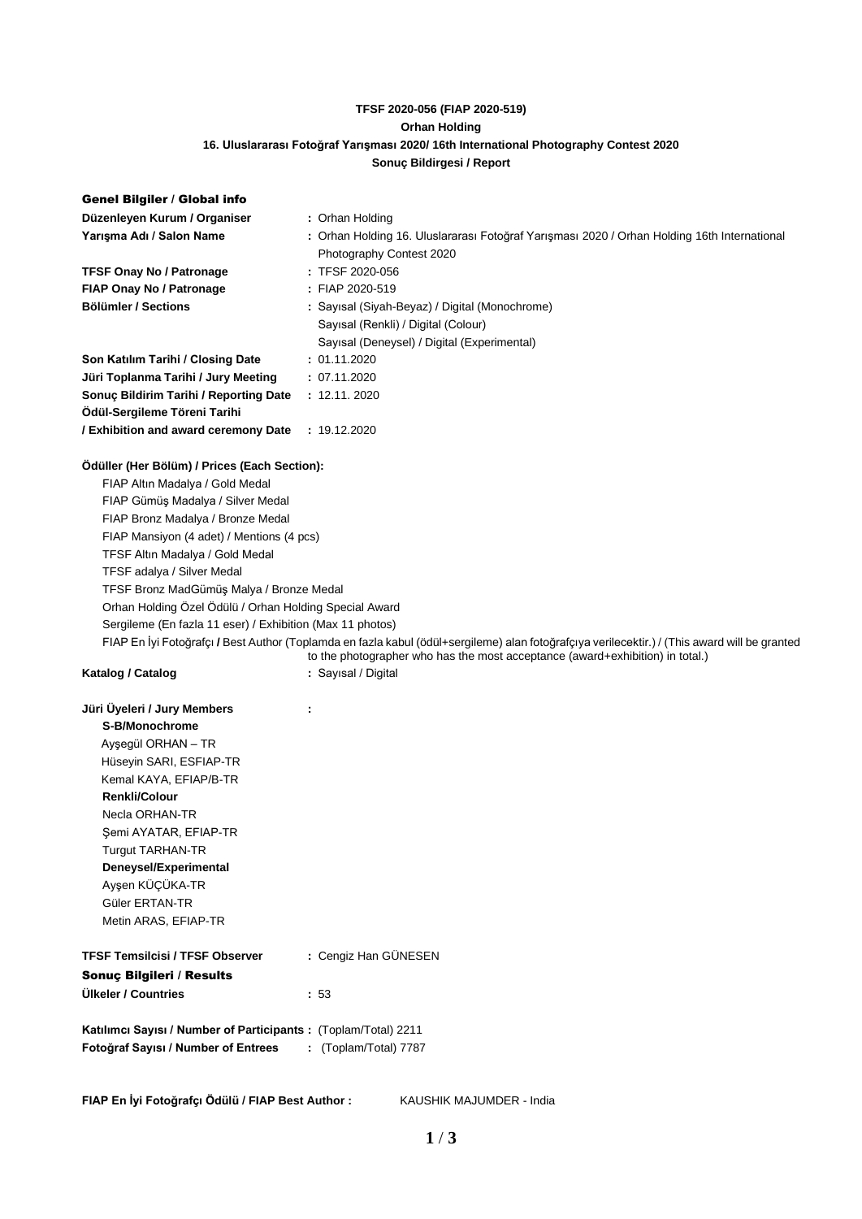**TFSF 2020-056 (FIAP 2020-519)**

**Orhan Holding**

**16. Uluslararası Fotoğraf Yarışması 2020/ 16th International Photography Contest 2020**

**Sonuç Bildirgesi / Report**

## Genel Bilgiler / Global info

| | |
|---|---|
| **Düzenleyen Kurum / Organiser** | : Orhan Holding |
| **Yarışma Adı / Salon Name** | : Orhan Holding 16. Uluslararası Fotoğraf Yarışması 2020 / Orhan Holding 16th International Photography Contest 2020 |
| **TFSF Onay No / Patronage** | : TFSF 2020-056 |
| **FIAP Onay No / Patronage** | : FIAP 2020-519 |
| **Bölümler / Sections** | : Sayısal (Siyah-Beyaz) / Digital (Monochrome)<br>Sayısal (Renkli) / Digital (Colour)<br>Sayısal (Deneysel) / Digital (Experimental) |
| **Son Katılım Tarihi / Closing Date** | : 01.11.2020 |
| **Jüri Toplanma Tarihi / Jury Meeting** | : 07.11.2020 |
| **Sonuç Bildirim Tarihi / Reporting Date** | : 12.11. 2020 |
| **Ödül-Sergileme Töreni Tarihi / Exhibition and award ceremony Date** | : 19.12.2020 |

**Ödüller (Her Bölüm) / Prices (Each Section):**

- FIAP Altın Madalya / Gold Medal
- FIAP Gümüş Madalya / Silver Medal
- FIAP Bronz Madalya / Bronze Medal
- FIAP Mansiyon (4 adet) / Mentions (4 pcs)
- TFSF Altın Madalya / Gold Medal
- TFSF adalya / Silver Medal
- TFSF Bronz MadGümüş Malya / Bronze Medal
- Orhan Holding Özel Ödülü / Orhan Holding Special Award
- Sergileme (En fazla 11 eser) / Exhibition (Max 11 photos)
- FIAP En İyi Fotoğrafçı **/** Best Author (Toplamda en fazla kabul (ödül+sergileme) alan fotoğrafçıya verilecektir.) / (This award will be granted to the photographer who has the most acceptance (award+exhibition) in total.)

**Katalog / Catalog** : Sayısal / Digital

**Jüri Üyeleri / Jury Members** :

**S-B/Monochrome**
- Ayşegül ORHAN – TR
- Hüseyin SARI, ESFIAP-TR
- Kemal KAYA, EFIAP/B-TR

**Renkli/Colour**
- Necla ORHAN-TR
- Şemi AYATAR, EFIAP-TR
- Turgut TARHAN-TR

**Deneysel/Experimental**
- Ayşen KÜÇÜKA-TR
- Güler ERTAN-TR
- Metin ARAS, EFIAP-TR

**TFSF Temsilcisi / TFSF Observer** : Cengiz Han GÜNESEN

## Sonuç Bilgileri / Results

**Ülkeler / Countries** : 53

**Katılımcı Sayısı / Number of Participants :** (Toplam/Total) 2211

**Fotoğraf Sayısı / Number of Entrees** : (Toplam/Total) 7787

**FIAP En İyi Fotoğrafçı Ödülü / FIAP Best Author :** KAUSHIK MAJUMDER - India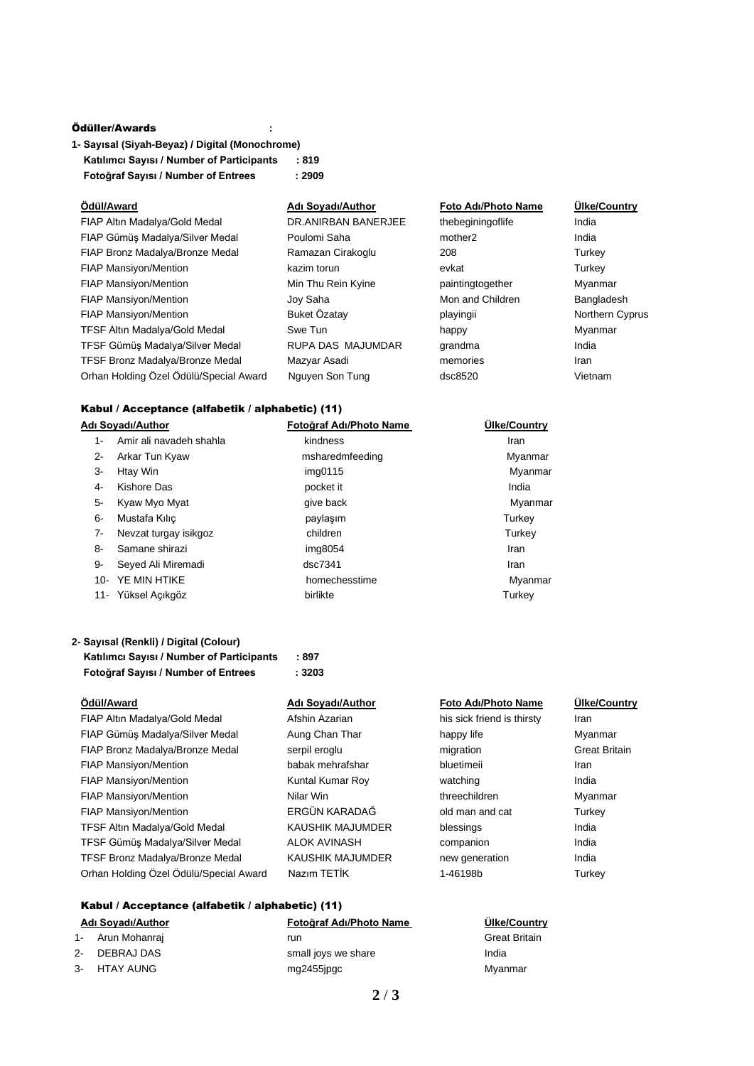**Ödüller/Awards :**

**1- Sayısal (Siyah-Beyaz) / Digital (Monochrome)**

**Katılımcı Sayısı / Number of Participants : 819**

**Fotoğraf Sayısı / Number of Entrees : 2909**

| Ödül/Award | Adı Soyadı/Author | Foto Adı/Photo Name | Ülke/Country |
|---|---|---|---|
| FIAP Altın Madalya/Gold Medal | DR.ANIRBAN BANERJEE | thebeginingoflife | India |
| FIAP Gümüş Madalya/Silver Medal | Poulomi Saha | mother2 | India |
| FIAP Bronz Madalya/Bronze Medal | Ramazan Cirakoglu | 208 | Turkey |
| FIAP Mansiyon/Mention | kazim torun | evkat | Turkey |
| FIAP Mansiyon/Mention | Min Thu Rein Kyine | paintingtogether | Myanmar |
| FIAP Mansiyon/Mention | Joy Saha | Mon and Children | Bangladesh |
| FIAP Mansiyon/Mention | Buket Özatay | playingii | Northern Cyprus |
| TFSF Altın Madalya/Gold Medal | Swe Tun | happy | Myanmar |
| TFSF Gümüş Madalya/Silver Medal | RUPA DAS MAJUMDAR | grandma | India |
| TFSF Bronz Madalya/Bronze Medal | Mazyar Asadi | memories | Iran |
| Orhan Holding Özel Ödülü/Special Award | Nguyen Son Tung | dsc8520 | Vietnam |

**Kabul / Acceptance (alfabetik / alphabetic) (11)**

| | Adı Soyadı/Author | Fotoğraf Adı/Photo Name | Ülke/Country |
|---|---|---|---|
| 1- | Amir ali navadeh shahla | kindness | Iran |
| 2- | Arkar Tun Kyaw | msharedmfeeding | Myanmar |
| 3- | Htay Win | img0115 | Myanmar |
| 4- | Kishore Das | pocket it | India |
| 5- | Kyaw Myo Myat | give back | Myanmar |
| 6- | Mustafa Kılıç | paylaşım | Turkey |
| 7- | Nevzat turgay isikgoz | children | Turkey |
| 8- | Samane shirazi | img8054 | Iran |
| 9- | Seyed Ali Miremadi | dsc7341 | Iran |
| 10- | YE MIN HTIKE | homechesstime | Myanmar |
| 11- | Yüksel Açıkgöz | birlikte | Turkey |

**2- Sayısal (Renkli) / Digital (Colour)**

**Katılımcı Sayısı / Number of Participants : 897**

**Fotoğraf Sayısı / Number of Entrees : 3203**

| Ödül/Award | Adı Soyadı/Author | Foto Adı/Photo Name | Ülke/Country |
|---|---|---|---|
| FIAP Altın Madalya/Gold Medal | Afshin Azarian | his sick friend is thirsty | Iran |
| FIAP Gümüş Madalya/Silver Medal | Aung Chan Thar | happy life | Myanmar |
| FIAP Bronz Madalya/Bronze Medal | serpil eroglu | migration | Great Britain |
| FIAP Mansiyon/Mention | babak mehrafshar | bluetimeii | Iran |
| FIAP Mansiyon/Mention | Kuntal Kumar Roy | watching | India |
| FIAP Mansiyon/Mention | Nilar Win | threechildren | Myanmar |
| FIAP Mansiyon/Mention | ERGÜN KARADAĞ | old man and cat | Turkey |
| TFSF Altın Madalya/Gold Medal | KAUSHIK MAJUMDER | blessings | India |
| TFSF Gümüş Madalya/Silver Medal | ALOK AVINASH | companion | India |
| TFSF Bronz Madalya/Bronze Medal | KAUSHIK MAJUMDER | new generation | India |
| Orhan Holding Özel Ödülü/Special Award | Nazım TETİK | 1-46198b | Turkey |

**Kabul / Acceptance (alfabetik / alphabetic) (11)**

| | Adı Soyadı/Author | Fotoğraf Adı/Photo Name | Ülke/Country |
|---|---|---|---|
| 1- | Arun Mohanraj | run | Great Britain |
| 2- | DEBRAJ DAS | small joys we share | India |
| 3- | HTAY AUNG | mg2455jpgc | Myanmar |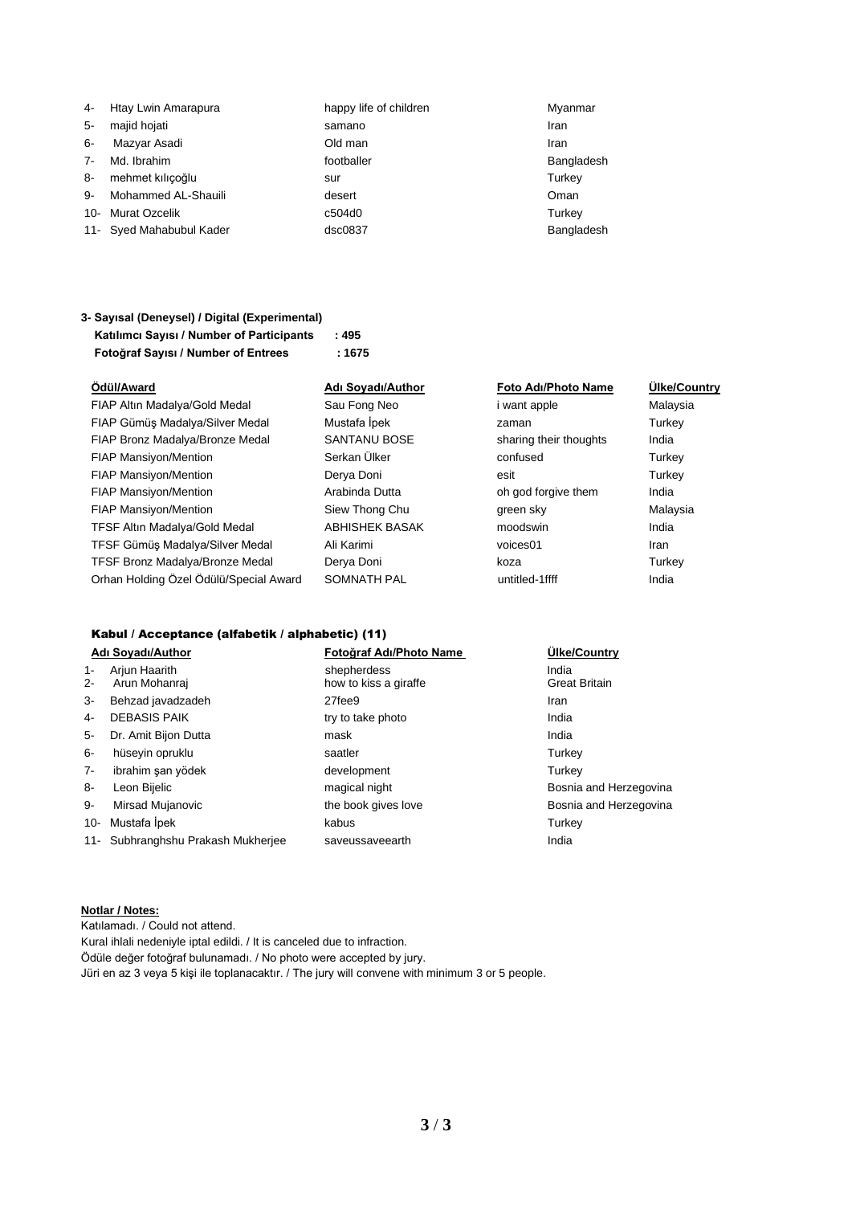| | | | |
|---|---|---|---|
| 4- | Htay Lwin Amarapura | happy life of children | Myanmar |
| 5- | majid hojati | samano | Iran |
| 6- | Mazyar Asadi | Old man | Iran |
| 7- | Md. Ibrahim | footballer | Bangladesh |
| 8- | mehmet kılıçoğlu | sur | Turkey |
| 9- | Mohammed AL-Shauili | desert | Oman |
| 10- | Murat Ozcelik | c504d0 | Turkey |
| 11- | Syed Mahabubul Kader | dsc0837 | Bangladesh |

**3- Sayısal (Deneysel) / Digital (Experimental)**

**Katılımcı Sayısı / Number of Participants : 495**

**Fotoğraf Sayısı / Number of Entrees : 1675**

| Ödül/Award | Adı Soyadı/Author | Foto Adı/Photo Name | Ülke/Country |
|---|---|---|---|
| FIAP Altın Madalya/Gold Medal | Sau Fong Neo | i want apple | Malaysia |
| FIAP Gümüş Madalya/Silver Medal | Mustafa İpek | zaman | Turkey |
| FIAP Bronz Madalya/Bronze Medal | SANTANU BOSE | sharing their thoughts | India |
| FIAP Mansiyon/Mention | Serkan Ülker | confused | Turkey |
| FIAP Mansiyon/Mention | Derya Doni | esit | Turkey |
| FIAP Mansiyon/Mention | Arabinda Dutta | oh god forgive them | India |
| FIAP Mansiyon/Mention | Siew Thong Chu | green sky | Malaysia |
| TFSF Altın Madalya/Gold Medal | ABHISHEK BASAK | moodswin | India |
| TFSF Gümüş Madalya/Silver Medal | Ali Karimi | voices01 | Iran |
| TFSF Bronz Madalya/Bronze Medal | Derya Doni | koza | Turkey |
| Orhan Holding Özel Ödülü/Special Award | SOMNATH PAL | untitled-1ffff | India |

**Kabul / Acceptance (alfabetik / alphabetic) (11)**

| | Adı Soyadı/Author | Fotoğraf Adı/Photo Name | Ülke/Country |
|---|---|---|---|
| 1- | Arjun Haarith | shepherdess | India |
| 2- | Arun Mohanraj | how to kiss a giraffe | Great Britain |
| 3- | Behzad javadzadeh | 27fee9 | Iran |
| 4- | DEBASIS PAIK | try to take photo | India |
| 5- | Dr. Amit Bijon Dutta | mask | India |
| 6- | hüseyin opruklu | saatler | Turkey |
| 7- | ibrahim şan yödek | development | Turkey |
| 8- | Leon Bijelic | magical night | Bosnia and Herzegovina |
| 9- | Mirsad Mujanovic | the book gives love | Bosnia and Herzegovina |
| 10- | Mustafa İpek | kabus | Turkey |
| 11- | Subhranghshu Prakash Mukherjee | saveussaveearth | India |

**Notlar / Notes:**

Katılamadı. / Could not attend.

Kural ihlali nedeniyle iptal edildi. / It is canceled due to infraction.

Ödüle değer fotoğraf bulunamadı. / No photo were accepted by jury.

Jüri en az 3 veya 5 kişi ile toplanacaktır. / The jury will convene with minimum 3 or 5 people.